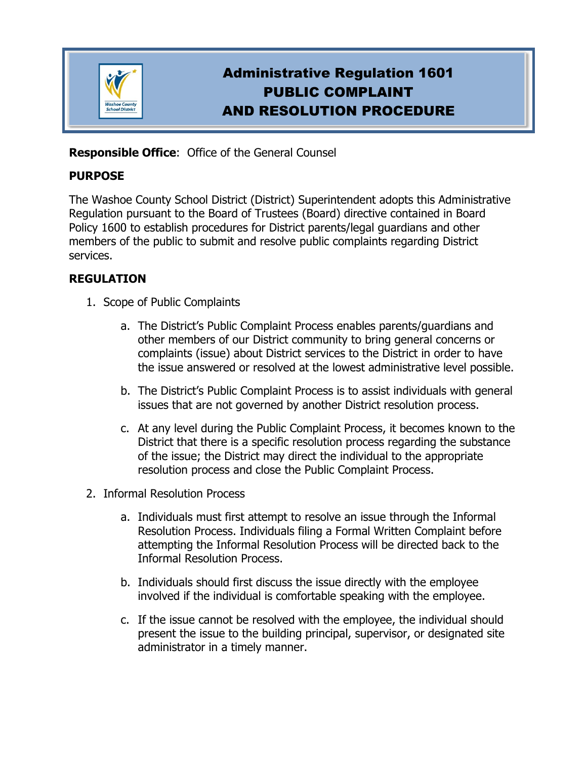# Administrative Regulation 1601
# PUBLIC COMPLAINT AND RESOLUTION PROCEDURE

**Responsible Office**: Office of the General Counsel

**PURPOSE**

The Washoe County School District (District) Superintendent adopts this Administrative Regulation pursuant to the Board of Trustees (Board) directive contained in Board Policy 1600 to establish procedures for District parents/legal guardians and other members of the public to submit and resolve public complaints regarding District services.

**REGULATION**

1. Scope of Public Complaints

    a. The District's Public Complaint Process enables parents/guardians and other members of our District community to bring general concerns or complaints (issue) about District services to the District in order to have the issue answered or resolved at the lowest administrative level possible.

    b. The District's Public Complaint Process is to assist individuals with general issues that are not governed by another District resolution process.

    c. At any level during the Public Complaint Process, it becomes known to the District that there is a specific resolution process regarding the substance of the issue; the District may direct the individual to the appropriate resolution process and close the Public Complaint Process.

2. Informal Resolution Process

    a. Individuals must first attempt to resolve an issue through the Informal Resolution Process. Individuals filing a Formal Written Complaint before attempting the Informal Resolution Process will be directed back to the Informal Resolution Process.

    b. Individuals should first discuss the issue directly with the employee involved if the individual is comfortable speaking with the employee.

    c. If the issue cannot be resolved with the employee, the individual should present the issue to the building principal, supervisor, or designated site administrator in a timely manner.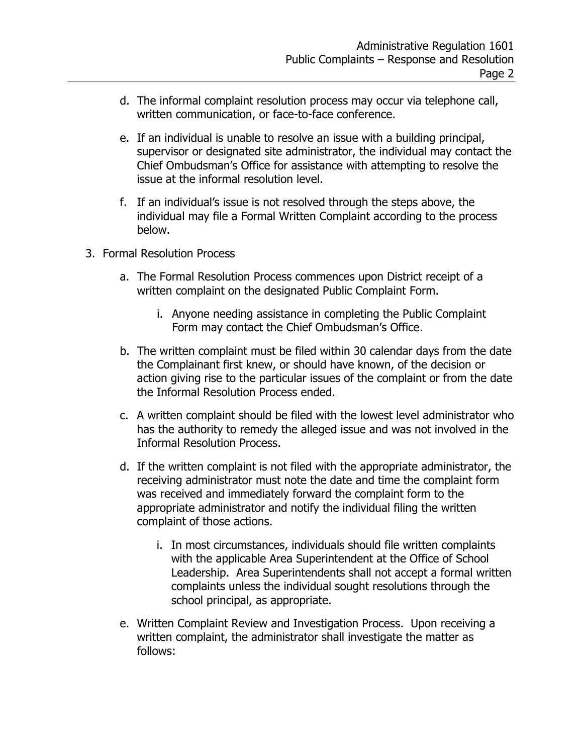d. The informal complaint resolution process may occur via telephone call, written communication, or face-to-face conference.

e. If an individual is unable to resolve an issue with a building principal, supervisor or designated site administrator, the individual may contact the Chief Ombudsman's Office for assistance with attempting to resolve the issue at the informal resolution level.

f. If an individual's issue is not resolved through the steps above, the individual may file a Formal Written Complaint according to the process below.

3. Formal Resolution Process

   a. The Formal Resolution Process commences upon District receipt of a written complaint on the designated Public Complaint Form.

      i. Anyone needing assistance in completing the Public Complaint Form may contact the Chief Ombudsman's Office.

   b. The written complaint must be filed within 30 calendar days from the date the Complainant first knew, or should have known, of the decision or action giving rise to the particular issues of the complaint or from the date the Informal Resolution Process ended.

   c. A written complaint should be filed with the lowest level administrator who has the authority to remedy the alleged issue and was not involved in the Informal Resolution Process.

   d. If the written complaint is not filed with the appropriate administrator, the receiving administrator must note the date and time the complaint form was received and immediately forward the complaint form to the appropriate administrator and notify the individual filing the written complaint of those actions.

      i. In most circumstances, individuals should file written complaints with the applicable Area Superintendent at the Office of School Leadership. Area Superintendents shall not accept a formal written complaints unless the individual sought resolutions through the school principal, as appropriate.

   e. Written Complaint Review and Investigation Process. Upon receiving a written complaint, the administrator shall investigate the matter as follows: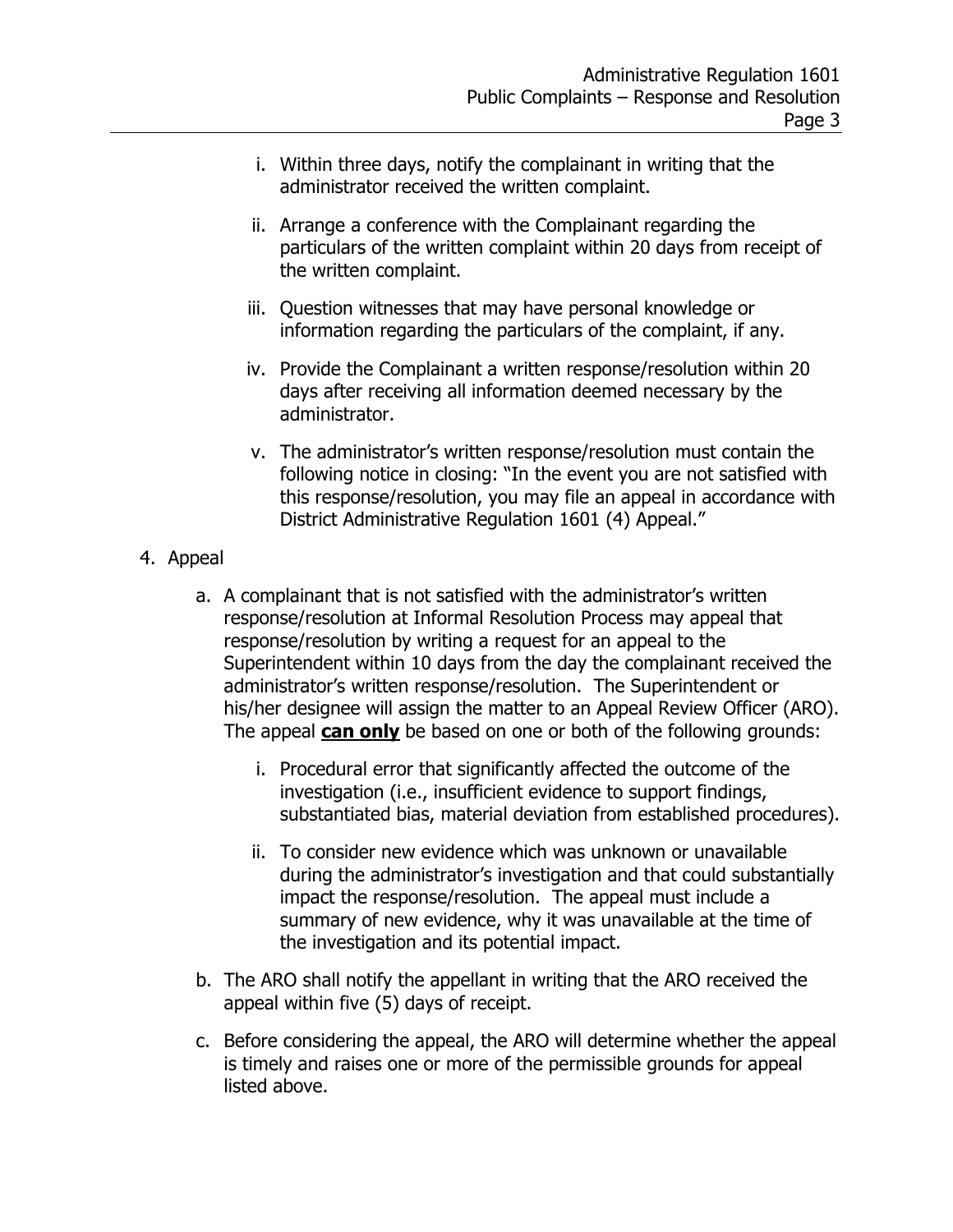i. Within three days, notify the complainant in writing that the administrator received the written complaint.

   ii. Arrange a conference with the Complainant regarding the particulars of the written complaint within 20 days from receipt of the written complaint.

   iii. Question witnesses that may have personal knowledge or information regarding the particulars of the complaint, if any.

   iv. Provide the Complainant a written response/resolution within 20 days after receiving all information deemed necessary by the administrator.

   v. The administrator's written response/resolution must contain the following notice in closing: "In the event you are not satisfied with this response/resolution, you may file an appeal in accordance with District Administrative Regulation 1601 (4) Appeal."

4. Appeal

   a. A complainant that is not satisfied with the administrator's written response/resolution at Informal Resolution Process may appeal that response/resolution by writing a request for an appeal to the Superintendent within 10 days from the day the complainant received the administrator's written response/resolution. The Superintendent or his/her designee will assign the matter to an Appeal Review Officer (ARO). The appeal **<u>can only</u>** be based on one or both of the following grounds:

      i. Procedural error that significantly affected the outcome of the investigation (i.e., insufficient evidence to support findings, substantiated bias, material deviation from established procedures).

      ii. To consider new evidence which was unknown or unavailable during the administrator's investigation and that could substantially impact the response/resolution. The appeal must include a summary of new evidence, why it was unavailable at the time of the investigation and its potential impact.

   b. The ARO shall notify the appellant in writing that the ARO received the appeal within five (5) days of receipt.

   c. Before considering the appeal, the ARO will determine whether the appeal is timely and raises one or more of the permissible grounds for appeal listed above.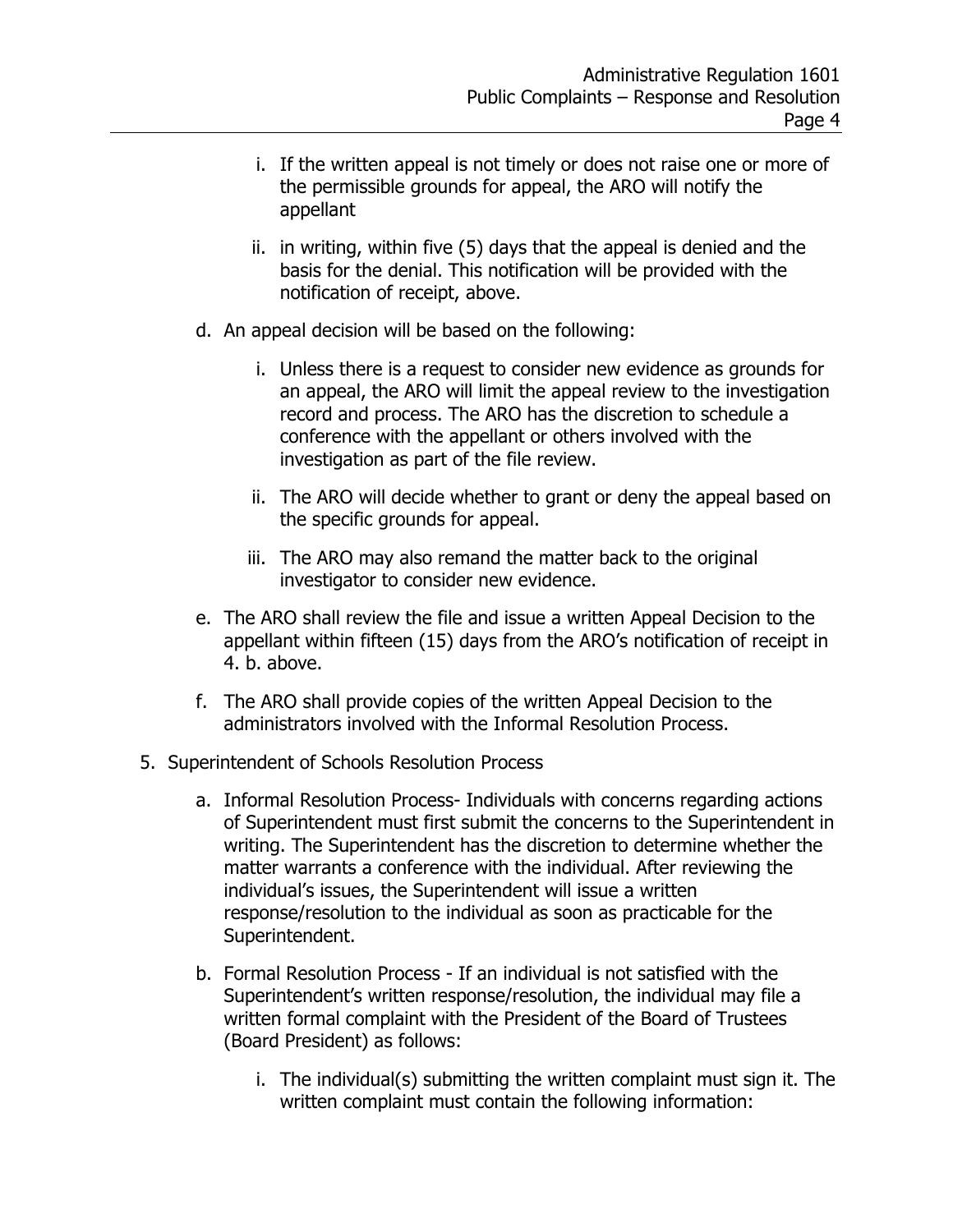i. If the written appeal is not timely or does not raise one or more of the permissible grounds for appeal, the ARO will notify the appellant

  ii. in writing, within five (5) days that the appeal is denied and the basis for the denial. This notification will be provided with the notification of receipt, above.

d. An appeal decision will be based on the following:

  i. Unless there is a request to consider new evidence as grounds for an appeal, the ARO will limit the appeal review to the investigation record and process. The ARO has the discretion to schedule a conference with the appellant or others involved with the investigation as part of the file review.

  ii. The ARO will decide whether to grant or deny the appeal based on the specific grounds for appeal.

  iii. The ARO may also remand the matter back to the original investigator to consider new evidence.

e. The ARO shall review the file and issue a written Appeal Decision to the appellant within fifteen (15) days from the ARO's notification of receipt in 4. b. above.

f. The ARO shall provide copies of the written Appeal Decision to the administrators involved with the Informal Resolution Process.

5. Superintendent of Schools Resolution Process

   a. Informal Resolution Process- Individuals with concerns regarding actions of Superintendent must first submit the concerns to the Superintendent in writing. The Superintendent has the discretion to determine whether the matter warrants a conference with the individual. After reviewing the individual's issues, the Superintendent will issue a written response/resolution to the individual as soon as practicable for the Superintendent.

   b. Formal Resolution Process - If an individual is not satisfied with the Superintendent's written response/resolution, the individual may file a written formal complaint with the President of the Board of Trustees (Board President) as follows:

      i. The individual(s) submitting the written complaint must sign it. The written complaint must contain the following information: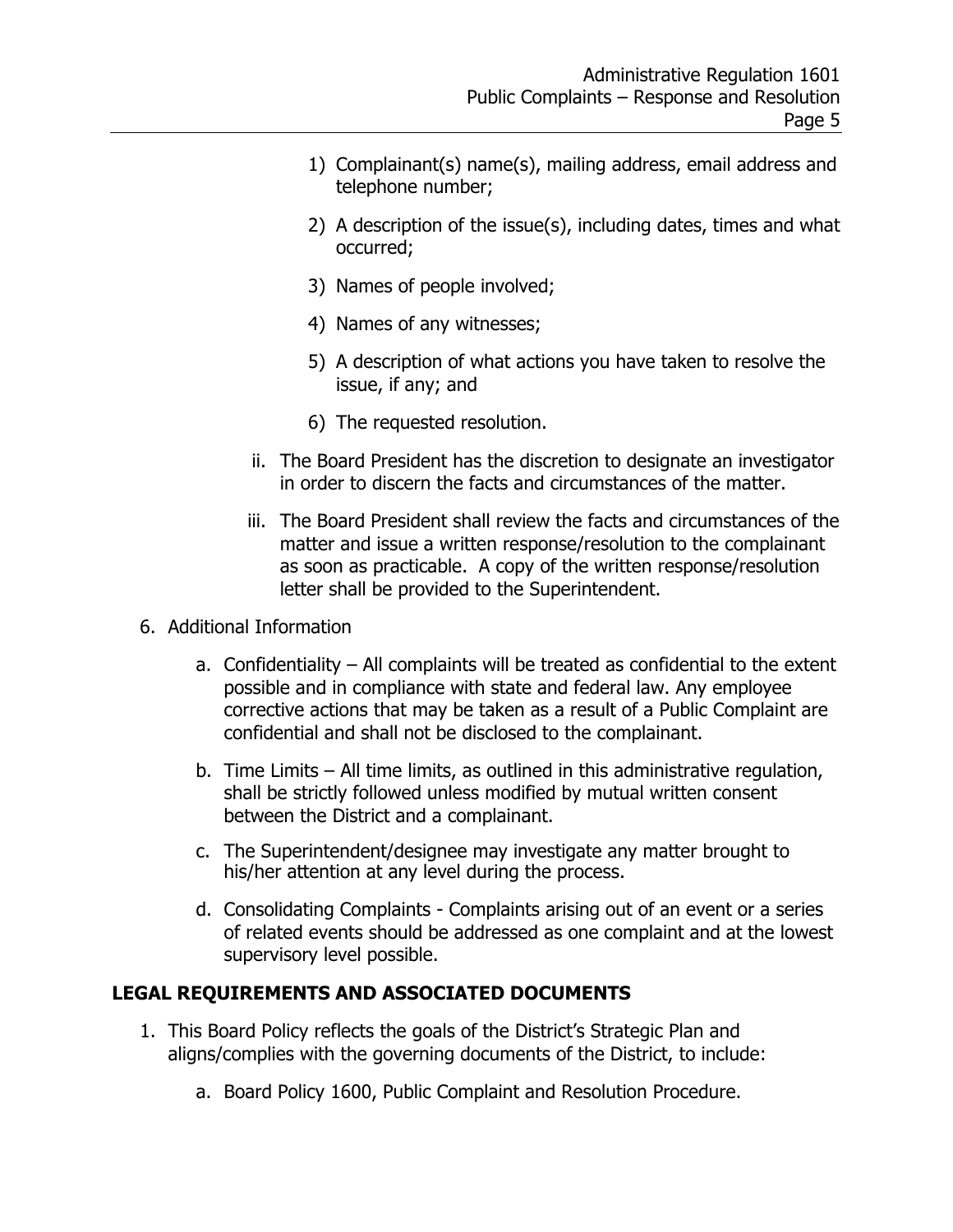1) Complainant(s) name(s), mailing address, email address and telephone number;

2) A description of the issue(s), including dates, times and what occurred;

3) Names of people involved;

4) Names of any witnesses;

5) A description of what actions you have taken to resolve the issue, if any; and

6) The requested resolution.

ii. The Board President has the discretion to designate an investigator in order to discern the facts and circumstances of the matter.

iii. The Board President shall review the facts and circumstances of the matter and issue a written response/resolution to the complainant as soon as practicable. A copy of the written response/resolution letter shall be provided to the Superintendent.

6. Additional Information

   a. Confidentiality – All complaints will be treated as confidential to the extent possible and in compliance with state and federal law. Any employee corrective actions that may be taken as a result of a Public Complaint are confidential and shall not be disclosed to the complainant.

   b. Time Limits – All time limits, as outlined in this administrative regulation, shall be strictly followed unless modified by mutual written consent between the District and a complainant.

   c. The Superintendent/designee may investigate any matter brought to his/her attention at any level during the process.

   d. Consolidating Complaints - Complaints arising out of an event or a series of related events should be addressed as one complaint and at the lowest supervisory level possible.

## LEGAL REQUIREMENTS AND ASSOCIATED DOCUMENTS

1. This Board Policy reflects the goals of the District's Strategic Plan and aligns/complies with the governing documents of the District, to include:

   a. Board Policy 1600, Public Complaint and Resolution Procedure.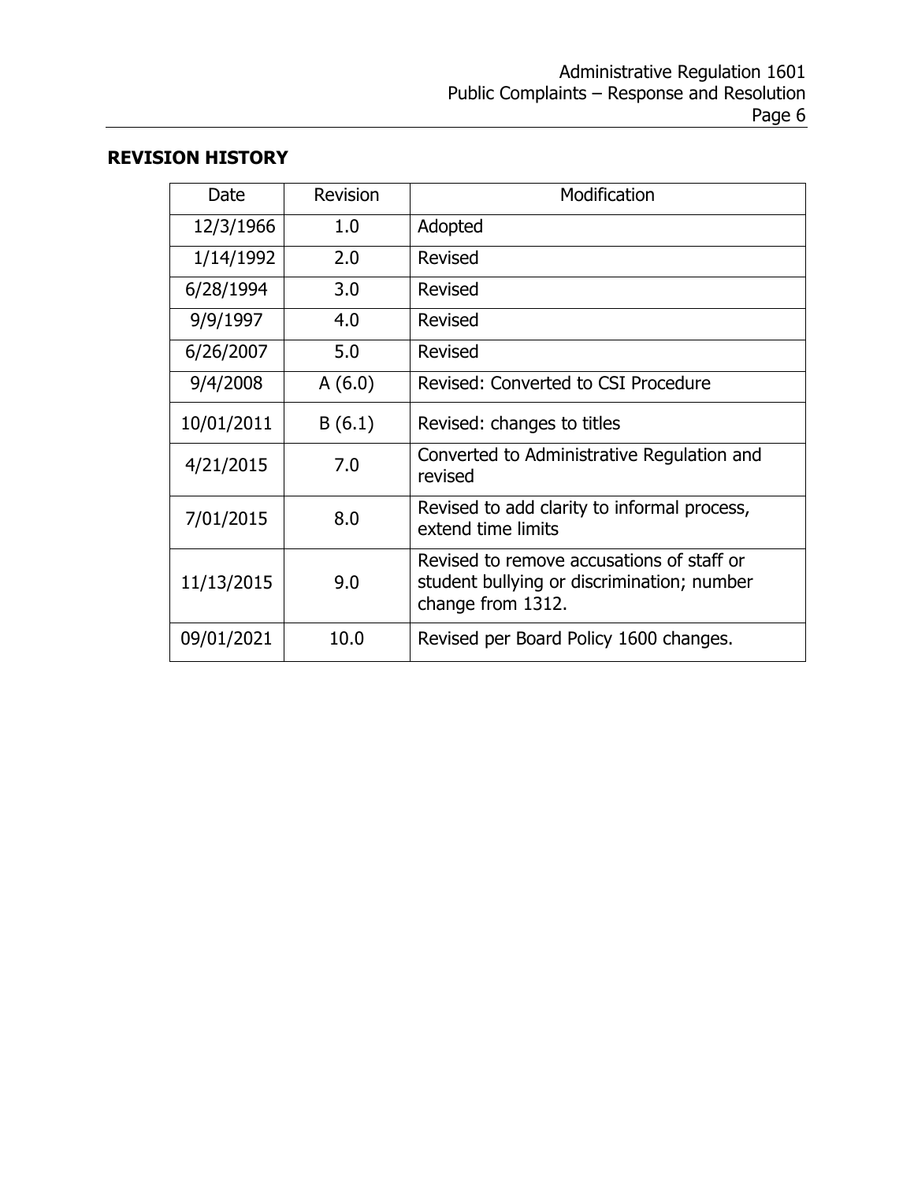## REVISION HISTORY

| Date | Revision | Modification |
|---|---|---|
| 12/3/1966 | 1.0 | Adopted |
| 1/14/1992 | 2.0 | Revised |
| 6/28/1994 | 3.0 | Revised |
| 9/9/1997 | 4.0 | Revised |
| 6/26/2007 | 5.0 | Revised |
| 9/4/2008 | A (6.0) | Revised: Converted to CSI Procedure |
| 10/01/2011 | B (6.1) | Revised: changes to titles |
| 4/21/2015 | 7.0 | Converted to Administrative Regulation and revised |
| 7/01/2015 | 8.0 | Revised to add clarity to informal process, extend time limits |
| 11/13/2015 | 9.0 | Revised to remove accusations of staff or student bullying or discrimination; number change from 1312. |
| 09/01/2021 | 10.0 | Revised per Board Policy 1600 changes. |